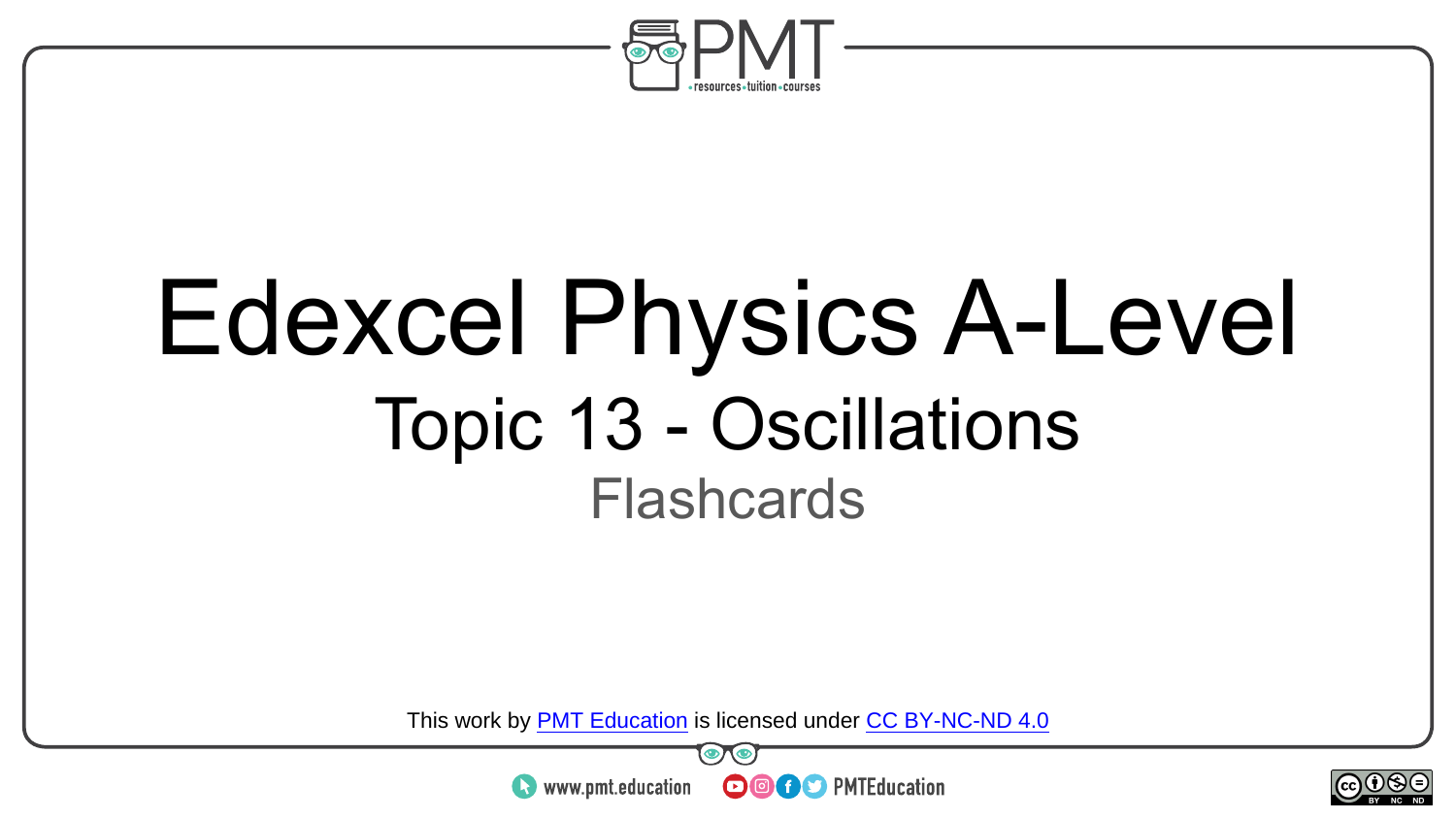# Edexcel Physics A-Level

## Topic 13 - Oscillations

### Flashcards

This work by PMT Education is licensed under CC BY-NC-ND 4.0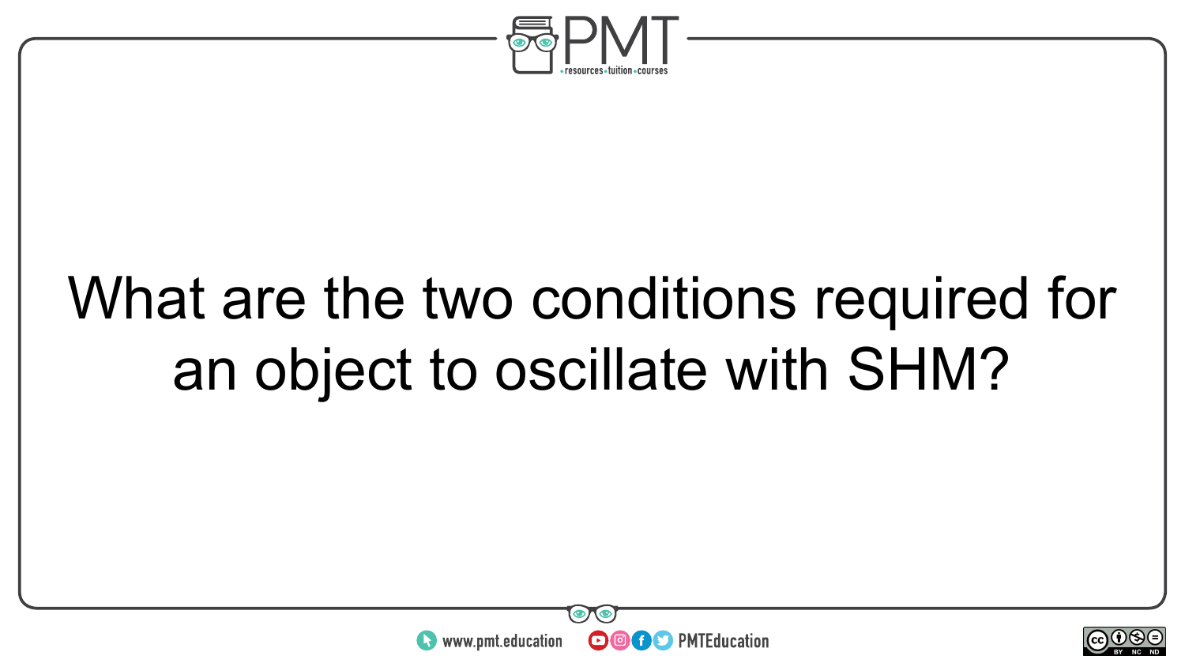What are the two conditions required for an object to oscillate with SHM?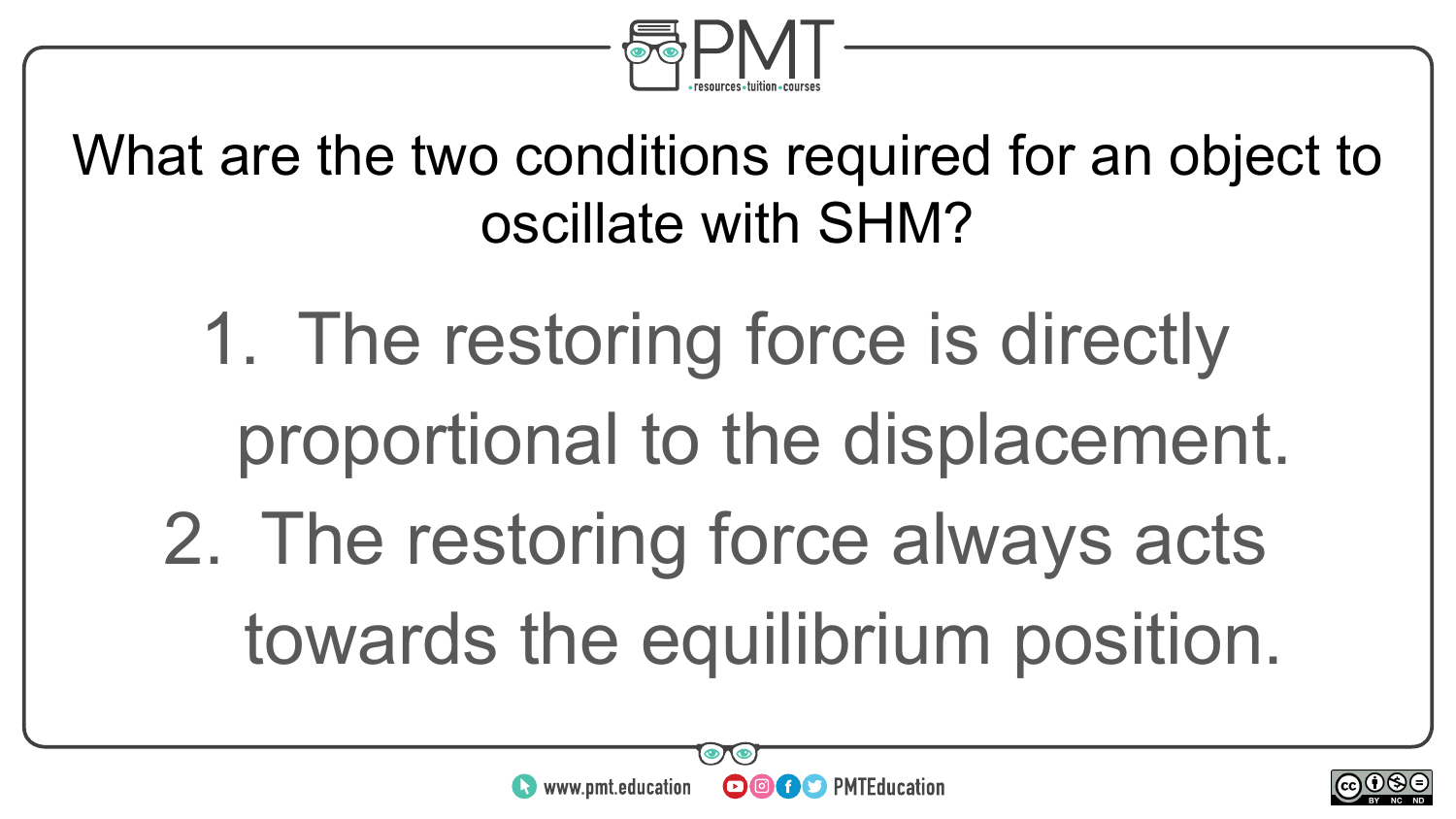What are the two conditions required for an object to oscillate with SHM?

1. The restoring force is directly proportional to the displacement.
2. The restoring force always acts towards the equilibrium position.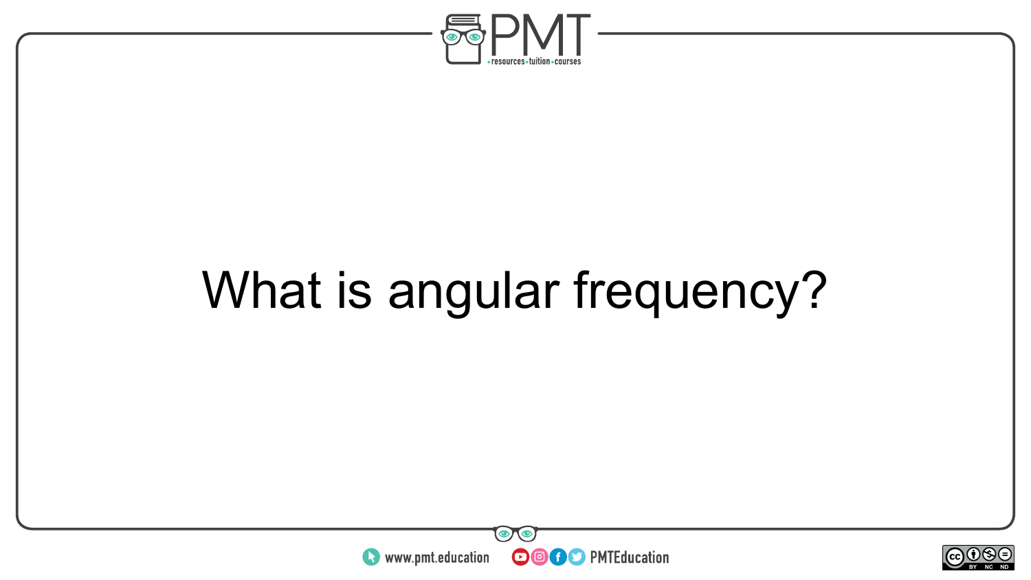What is angular frequency?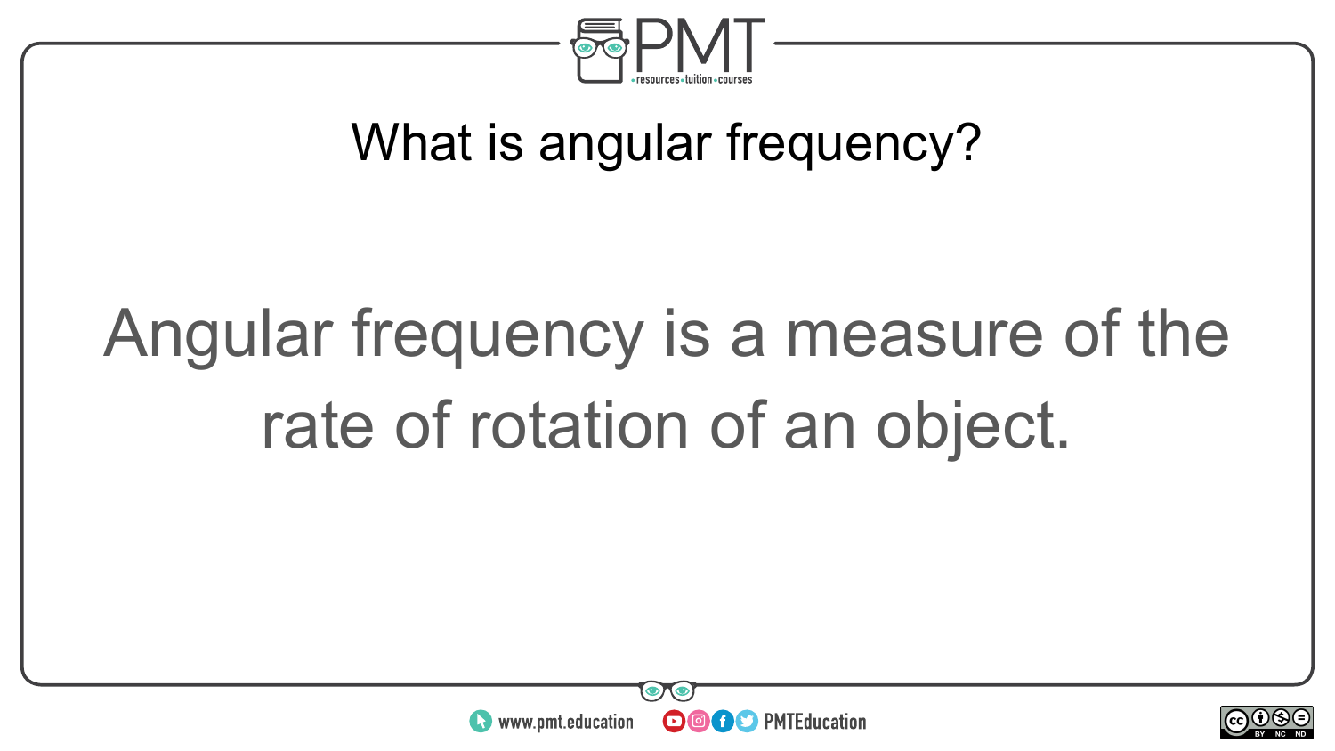What is angular frequency?

Angular frequency is a measure of the rate of rotation of an object.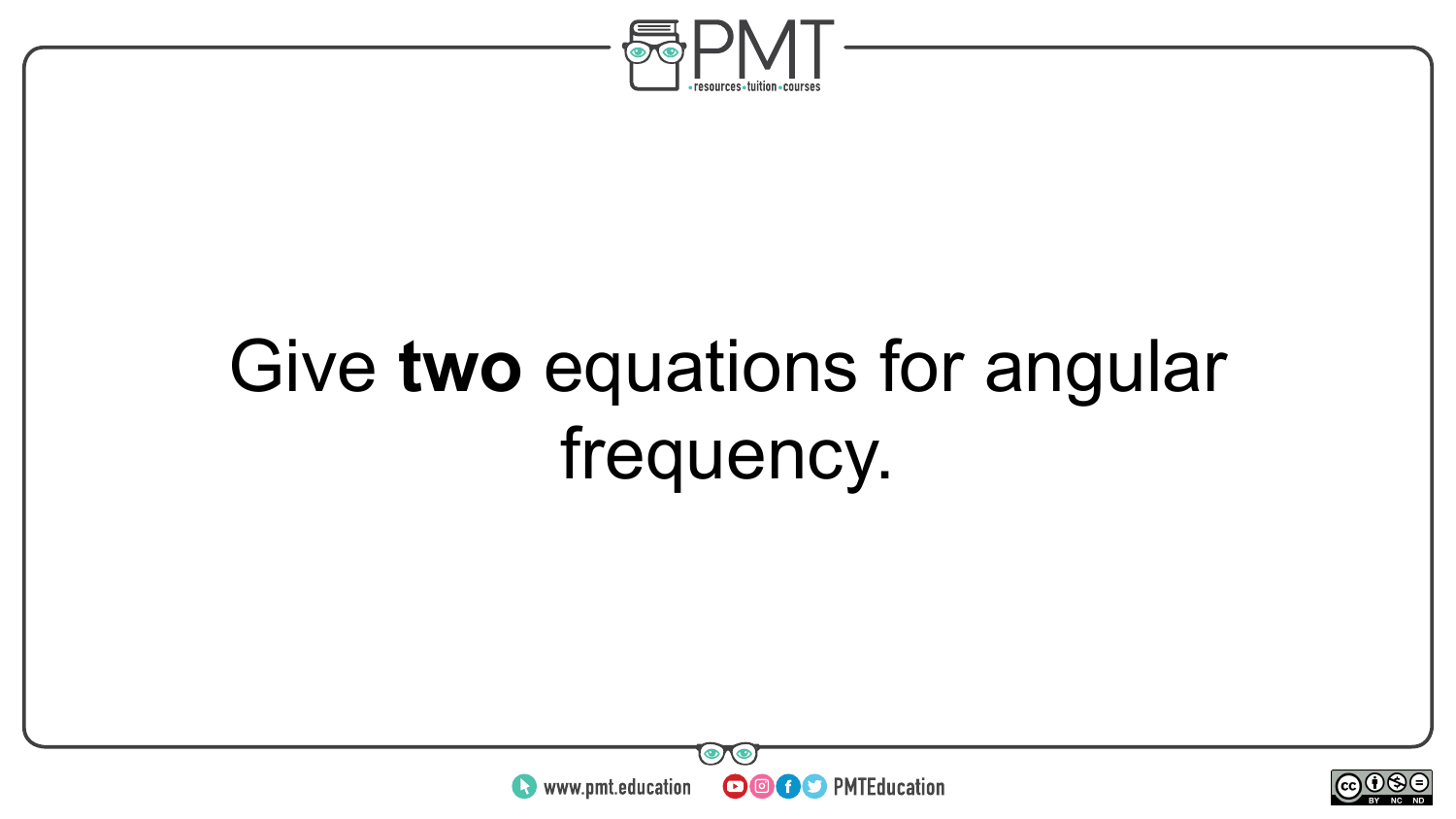Give **two** equations for angular frequency.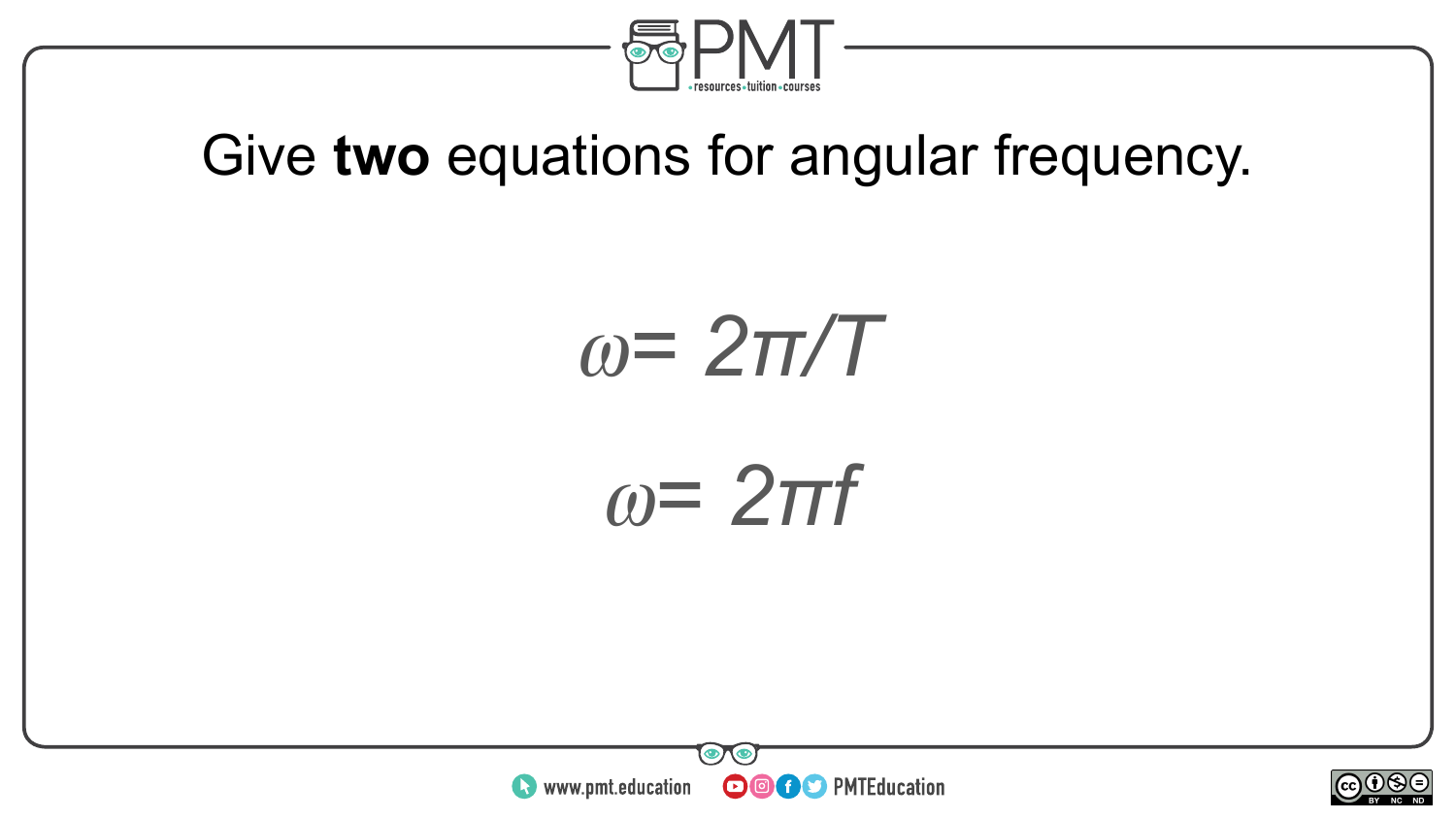Give **two** equations for angular frequency.

$$\omega = 2\pi/T$$

$$\omega = 2\pi f$$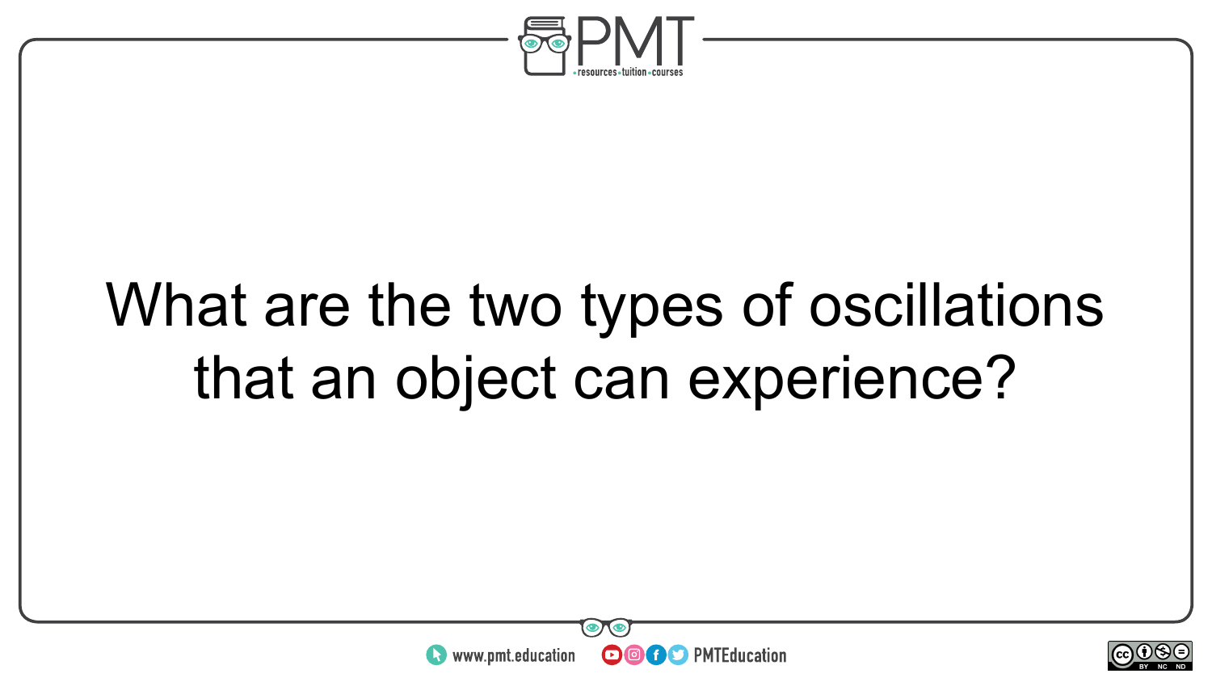What are the two types of oscillations that an object can experience?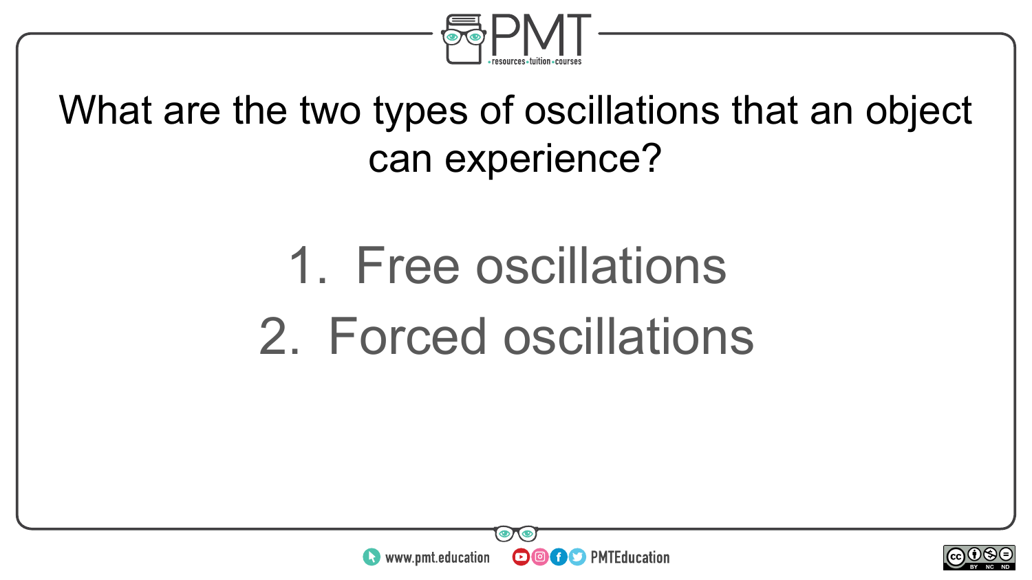What are the two types of oscillations that an object can experience?

1. Free oscillations
2. Forced oscillations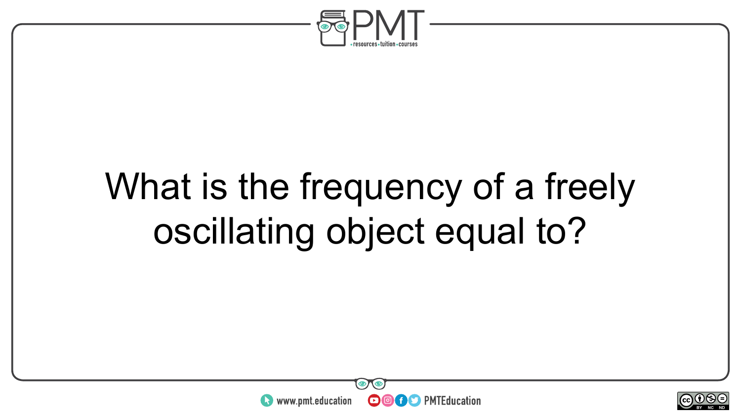What is the frequency of a freely oscillating object equal to?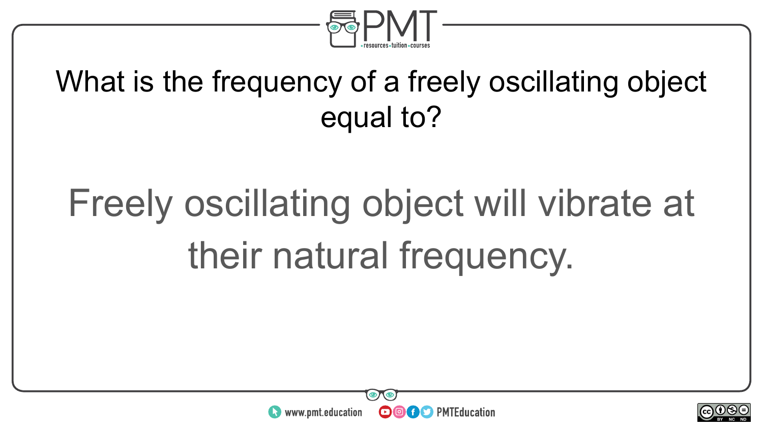What is the frequency of a freely oscillating object equal to?

Freely oscillating object will vibrate at their natural frequency.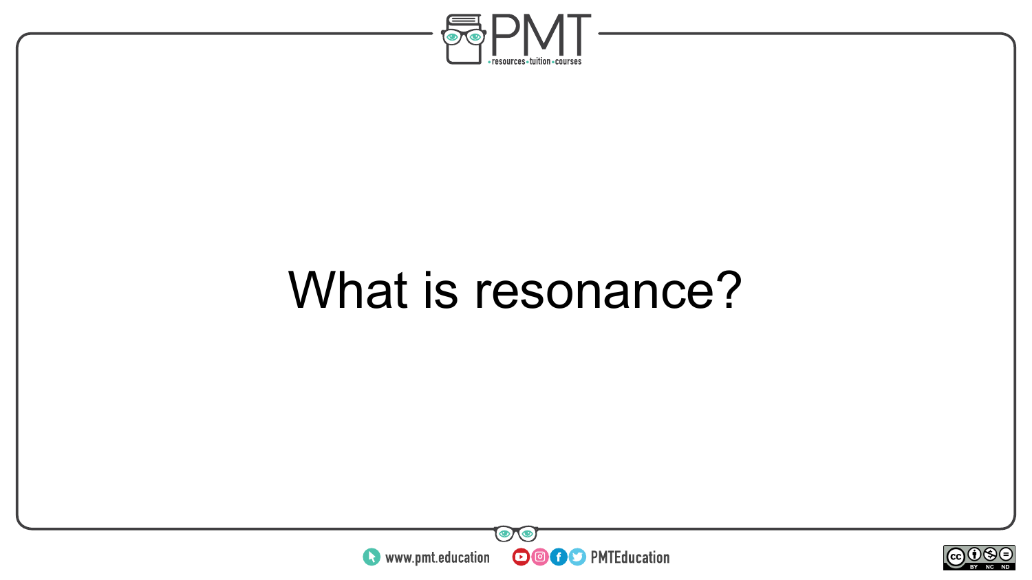What is resonance?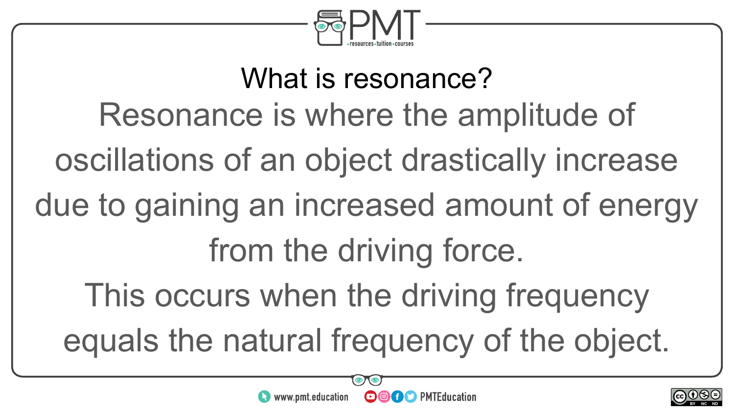## What is resonance?

Resonance is where the amplitude of oscillations of an object drastically increase due to gaining an increased amount of energy from the driving force.

This occurs when the driving frequency equals the natural frequency of the object.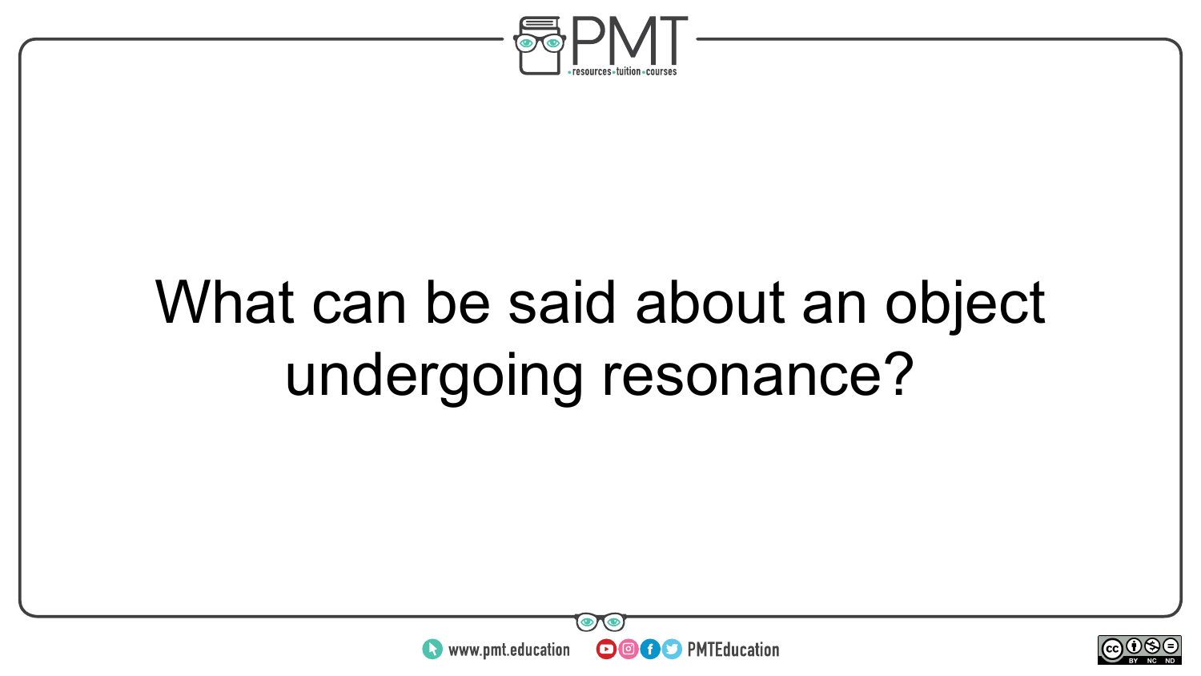What can be said about an object undergoing resonance?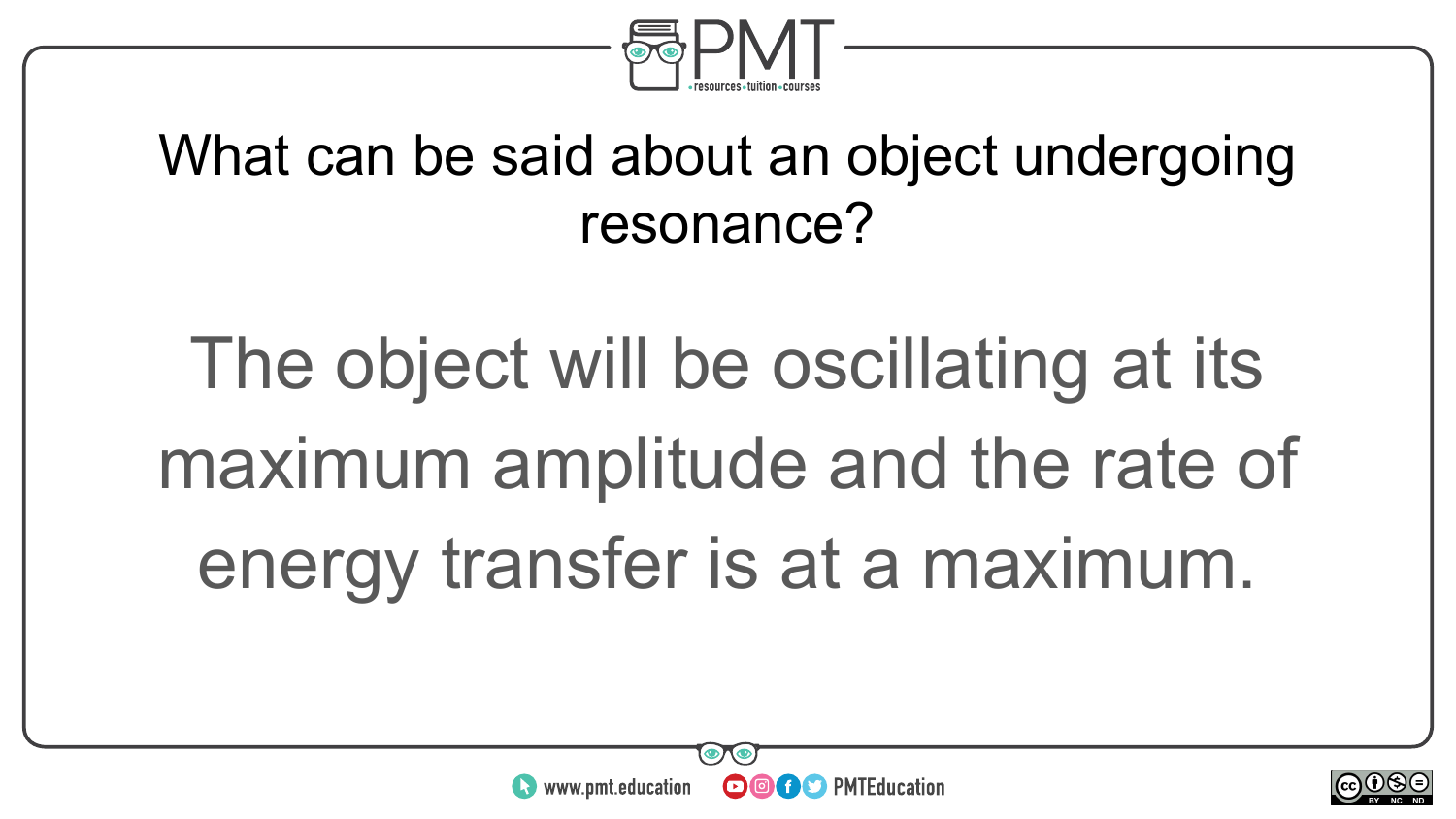What can be said about an object undergoing resonance?

The object will be oscillating at its maximum amplitude and the rate of energy transfer is at a maximum.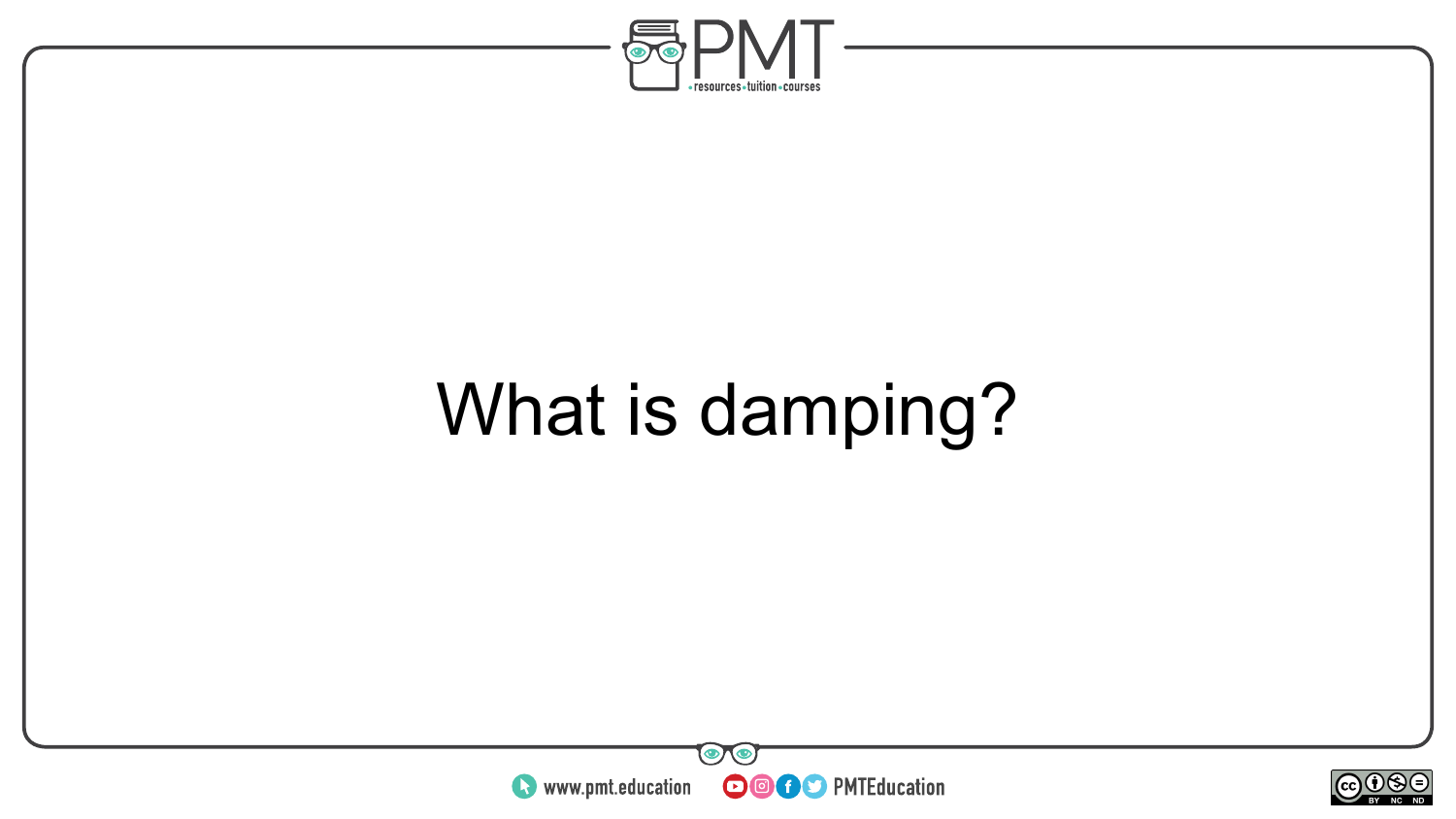What is damping?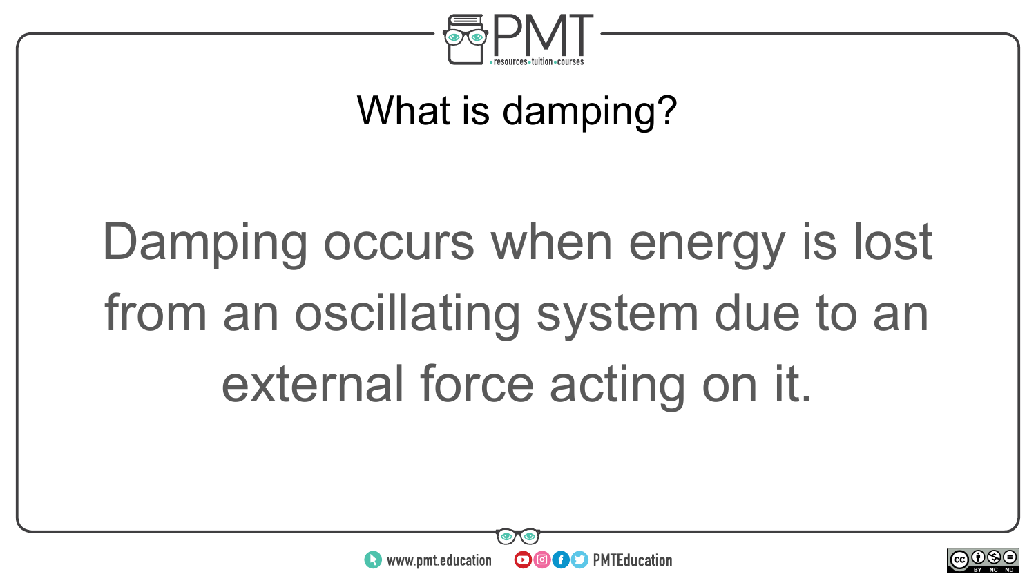## What is damping?

Damping occurs when energy is lost from an oscillating system due to an external force acting on it.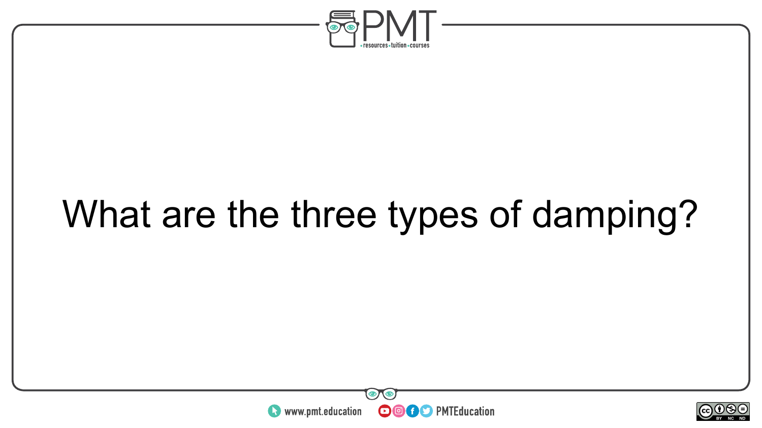What are the three types of damping?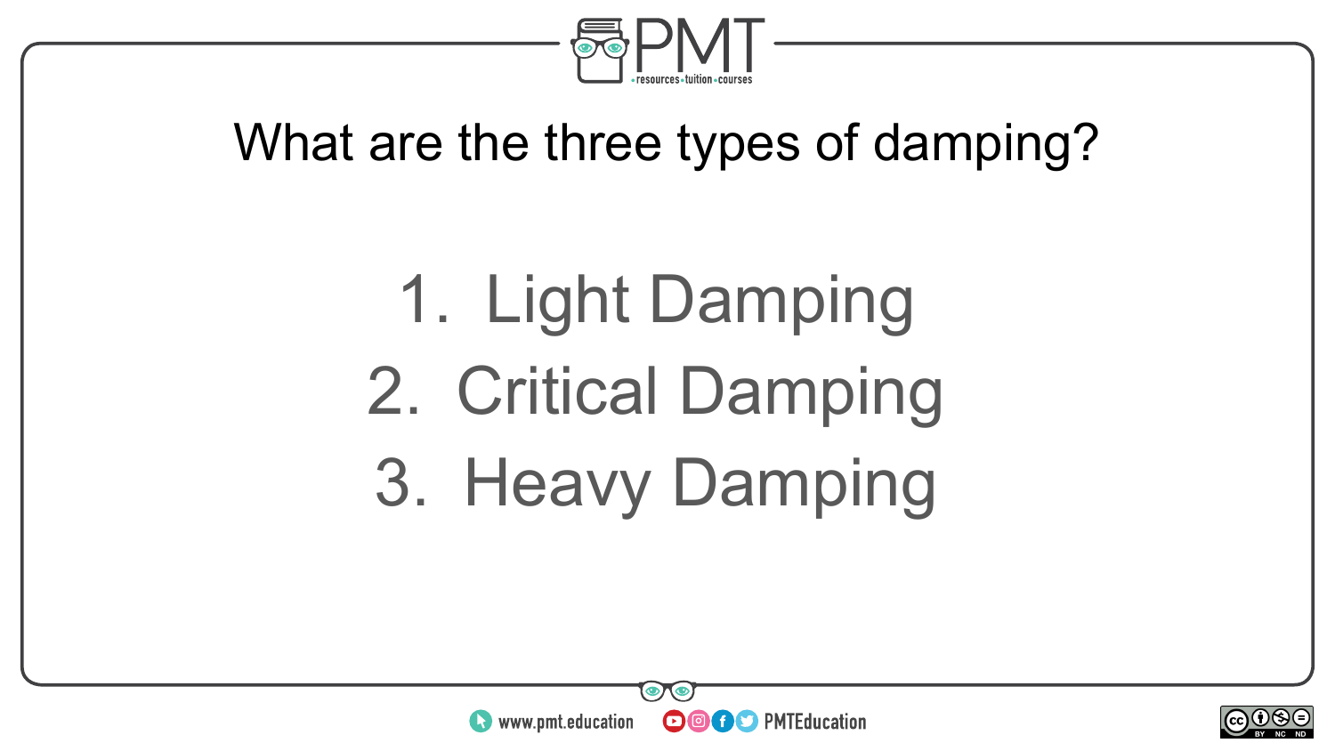What are the three types of damping?

1. Light Damping
2. Critical Damping
3. Heavy Damping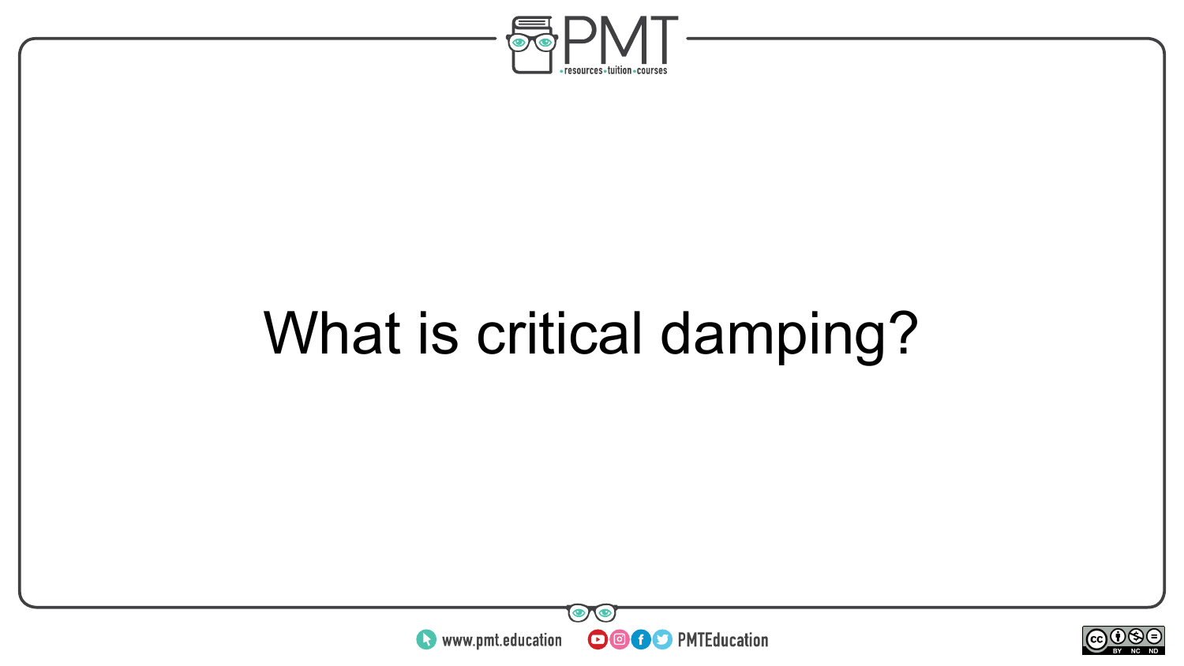What is critical damping?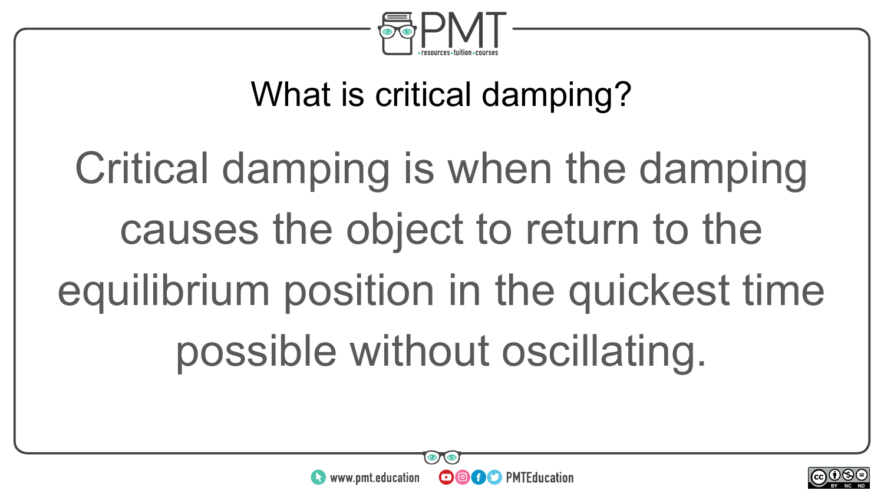## What is critical damping?

Critical damping is when the damping causes the object to return to the equilibrium position in the quickest time possible without oscillating.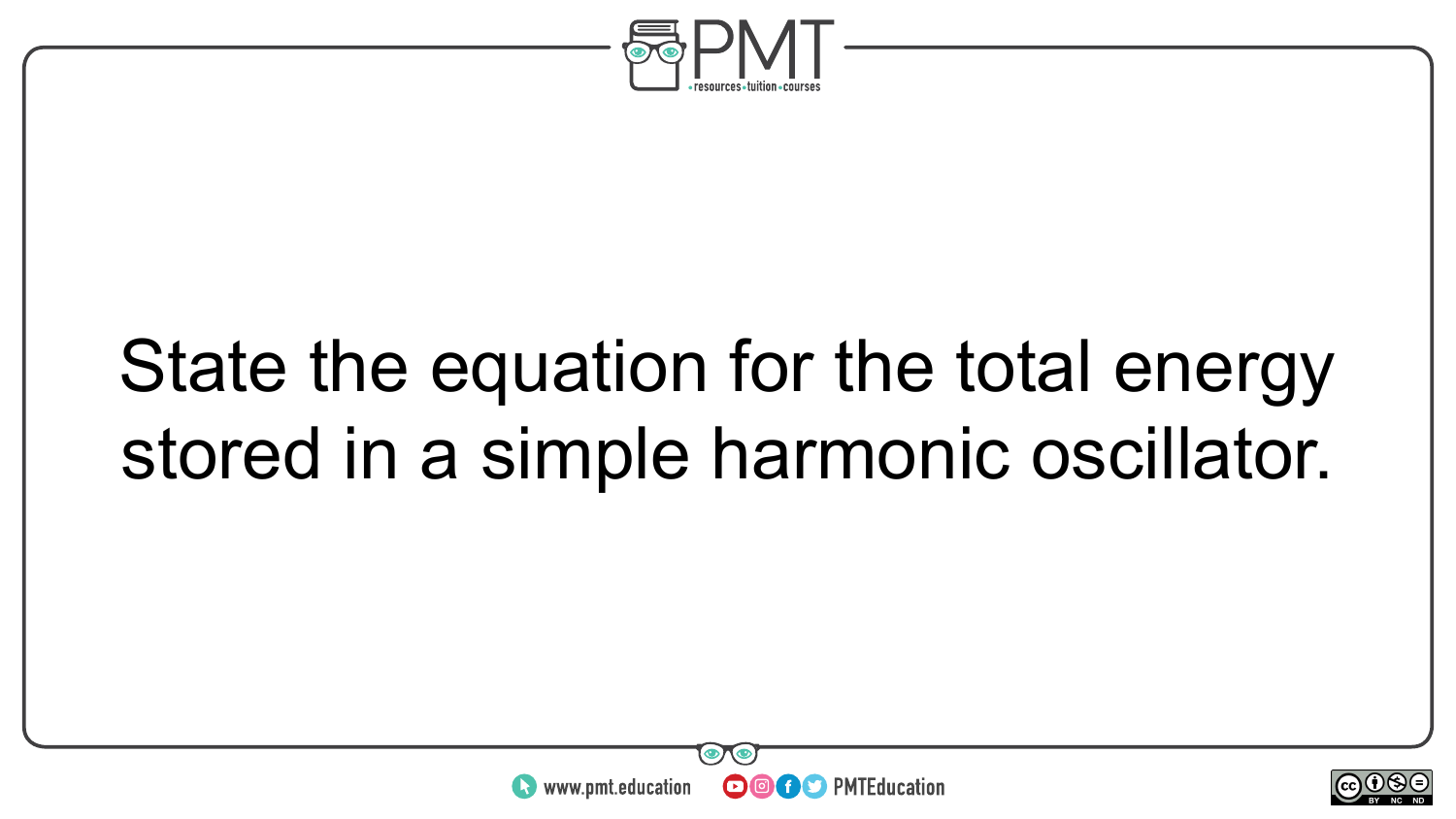State the equation for the total energy stored in a simple harmonic oscillator.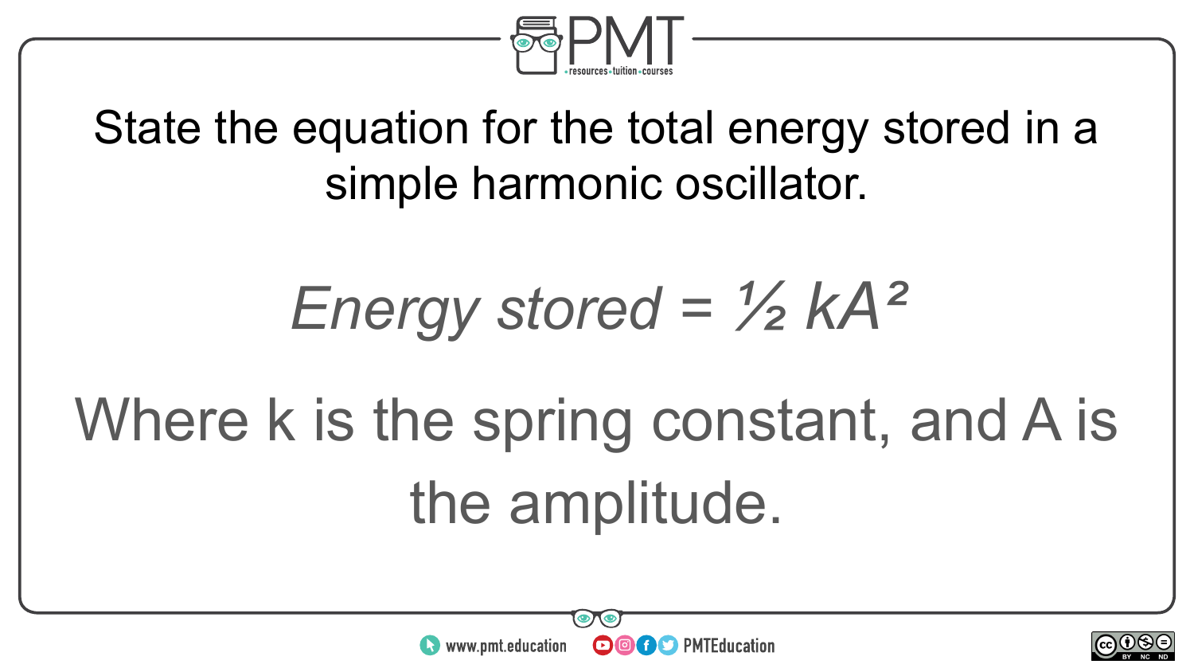State the equation for the total energy stored in a simple harmonic oscillator.

$$\text{Energy stored} = \frac{1}{2} kA^2$$

Where k is the spring constant, and A is the amplitude.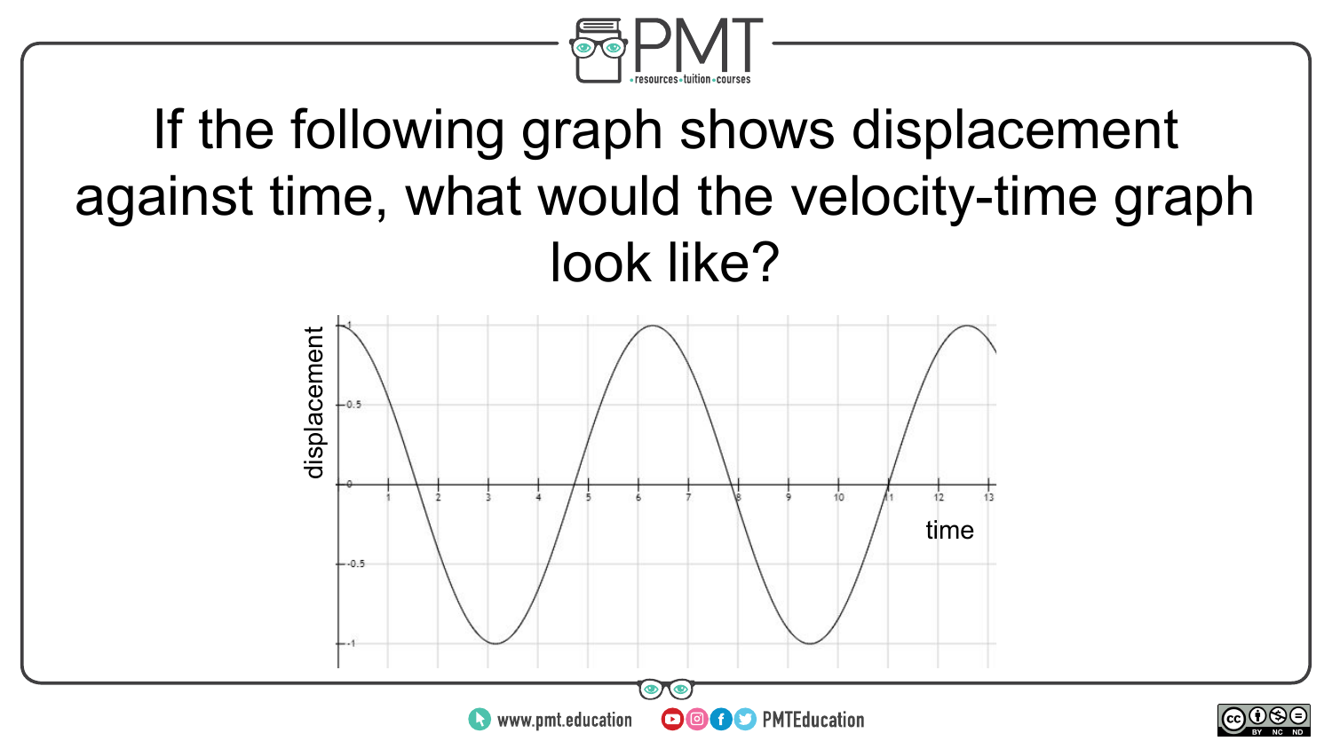If the following graph shows displacement against time, what would the velocity-time graph look like?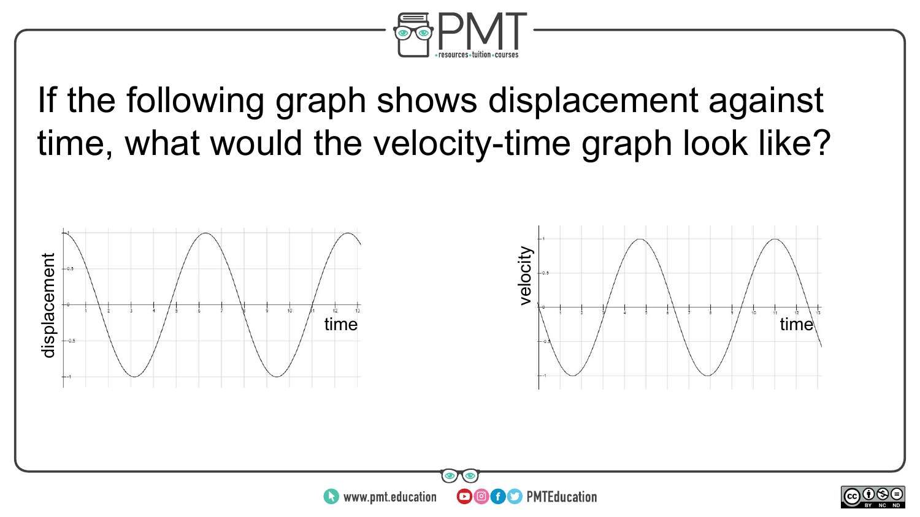If the following graph shows displacement against time, what would the velocity-time graph look like?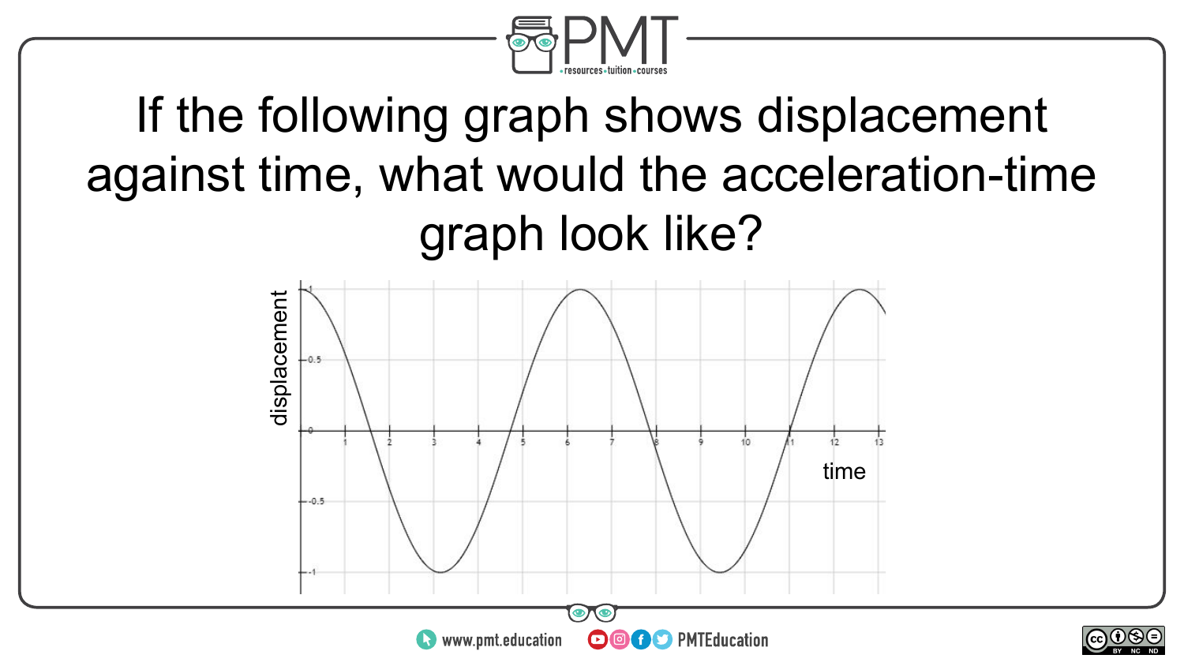If the following graph shows displacement against time, what would the acceleration-time graph look like?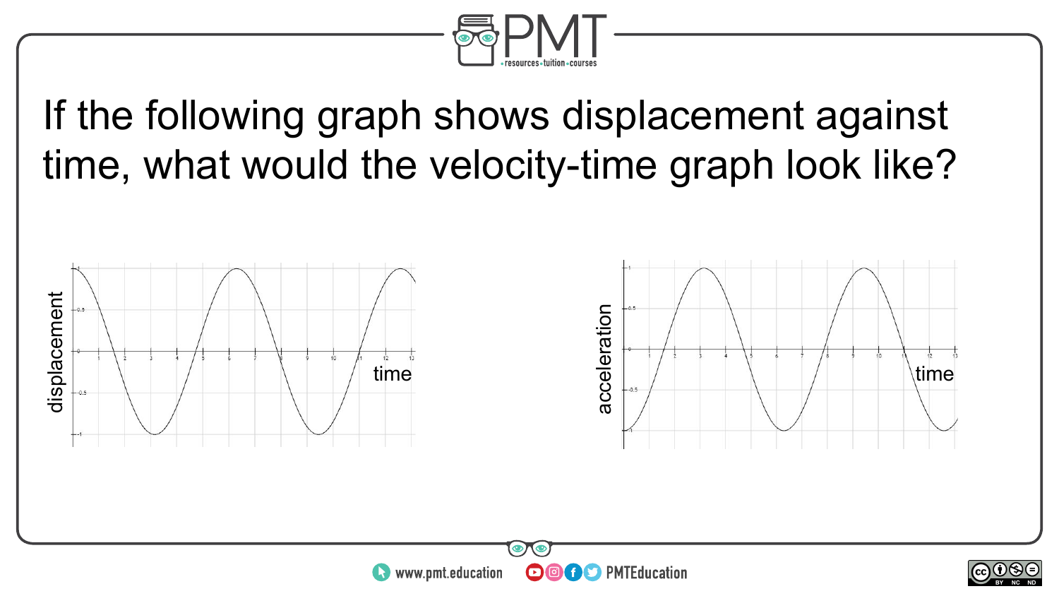If the following graph shows displacement against time, what would the velocity-time graph look like?

displacement

time

acceleration

time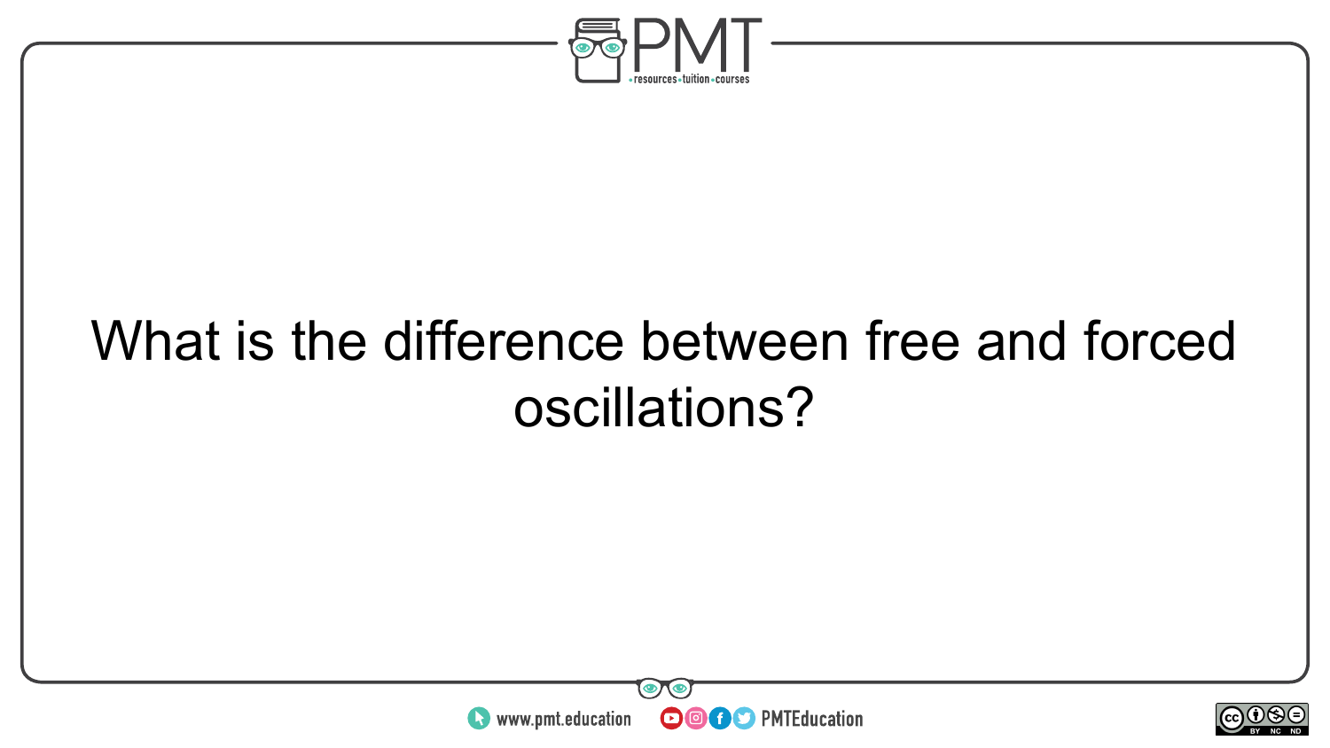What is the difference between free and forced oscillations?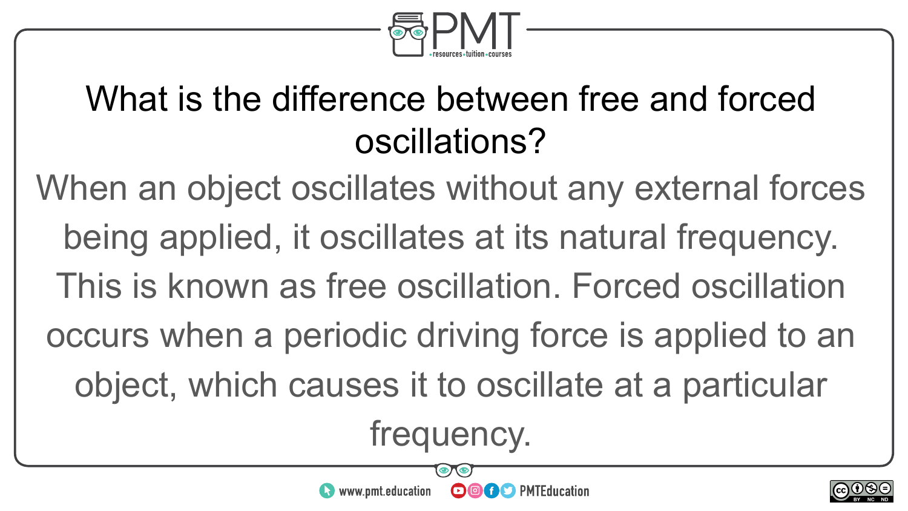## What is the difference between free and forced oscillations?

When an object oscillates without any external forces being applied, it oscillates at its natural frequency. This is known as free oscillation. Forced oscillation occurs when a periodic driving force is applied to an object, which causes it to oscillate at a particular frequency.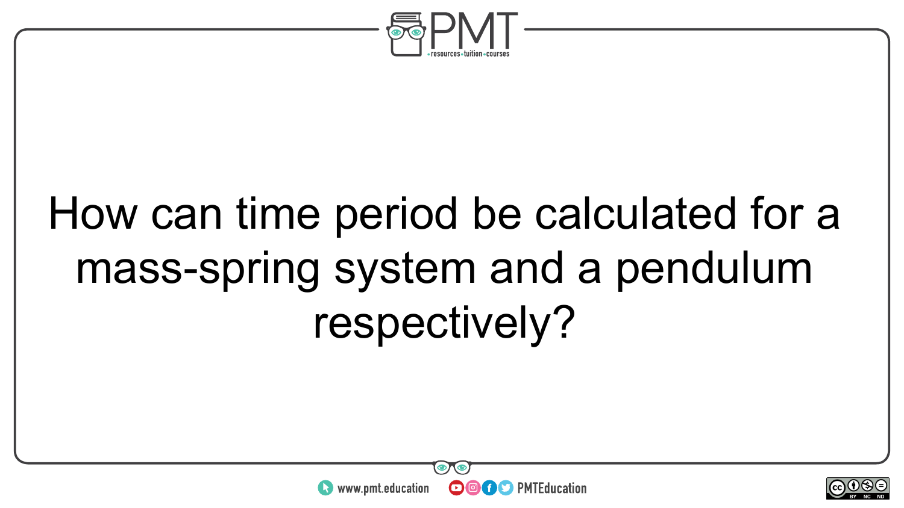How can time period be calculated for a mass-spring system and a pendulum respectively?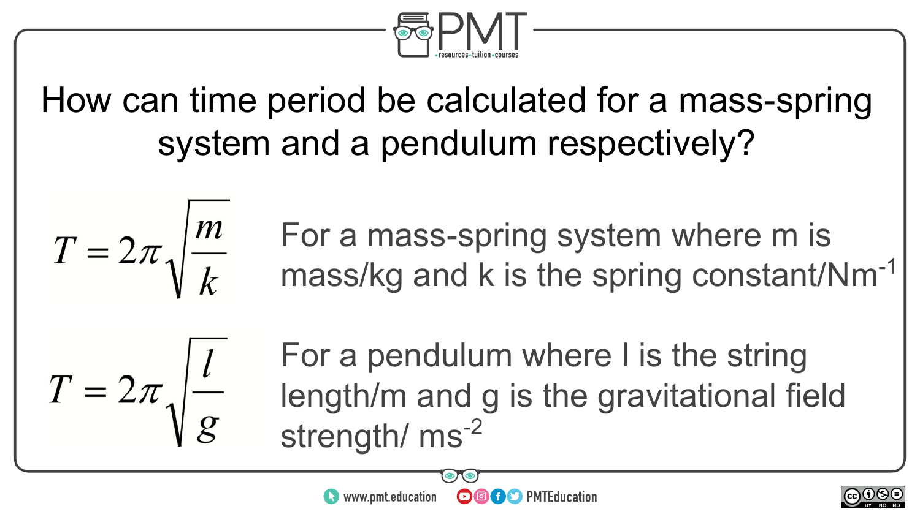# How can time period be calculated for a mass-spring system and a pendulum respectively?

$$T = 2\pi\sqrt{\frac{m}{k}}$$

For a mass-spring system where m is mass/kg and k is the spring constant/$Nm^{-1}$

$$T = 2\pi\sqrt{\frac{l}{g}}$$

For a pendulum where l is the string length/m and g is the gravitational field strength/ $ms^{-2}$